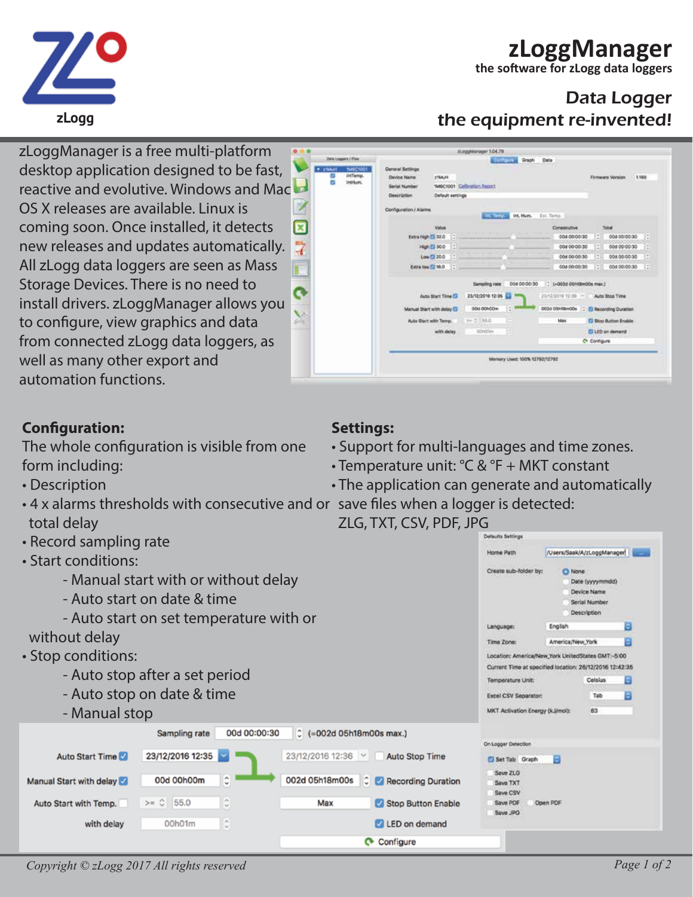# zLoggManager

the software for zLogg data loggers

## Data Logger
## the equipment re-invented!

zLoggManager is a free multi-platform desktop application designed to be fast, reactive and evolutive. Windows and Mac OS X releases are available. Linux is coming soon. Once installed, it detects new releases and updates automatically. All zLogg data loggers are seen as Mass Storage Devices. There is no need to install drivers. zLoggManager allows you to configure, view graphics and data from connected zLogg data loggers, as well as many other export and automation functions.

**Configuration:**

The whole configuration is visible from one form including:

- Description
- 4 x alarms thresholds with consecutive and or total delay
- Record sampling rate
- Start conditions:
  - Manual start with or without delay
  - Auto start on date & time
  - Auto start on set temperature with or without delay
- Stop conditions:
  - Auto stop after a set period
  - Auto stop on date & time
  - Manual stop

**Settings:**

- Support for multi-languages and time zones.
- Temperature unit: °C & °F + MKT constant
- The application can generate and automatically save files when a logger is detected: ZLG, TXT, CSV, PDF, JPG

Copyright © zLogg 2017 All rights reserved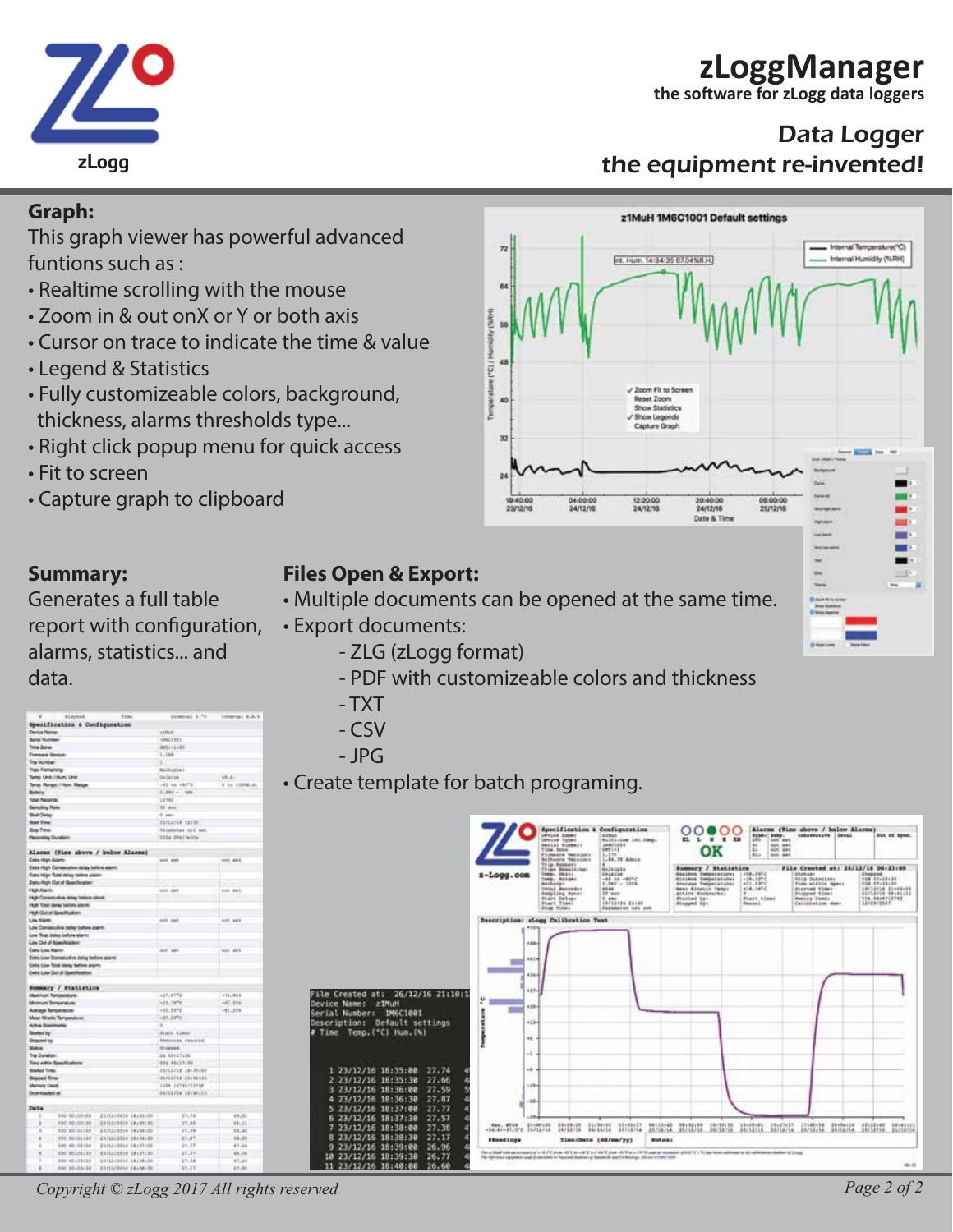# zLoggManager

the software for zLogg data loggers

Data Logger

the equipment re-invented!

## Graph:

This graph viewer has powerful advanced funtions such as :

- Realtime scrolling with the mouse
- Zoom in & out onX or Y or both axis
- Cursor on trace to indicate the time & value
- Legend & Statistics
- Fully customizeable colors, background, thickness, alarms thresholds type...
- Right click popup menu for quick access
- Fit to screen
- Capture graph to clipboard

## Summary:

Generates a full table report with configuration, alarms, statistics... and data.

## Files Open & Export:

- Multiple documents can be opened at the same time.
- Export documents:
  - ZLG (zLogg format)
  - PDF with customizeable colors and thickness
  - TXT
  - CSV
  - JPG
- Create template for batch programing.

Copyright © zLogg 2017 All rights reserved